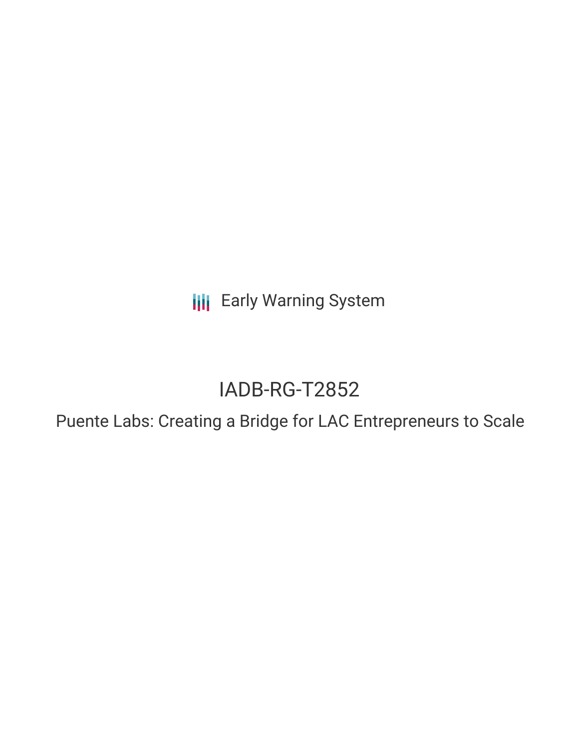Early Warning System

# IADB-RG-T2852

## Puente Labs: Creating a Bridge for LAC Entrepreneurs to Scale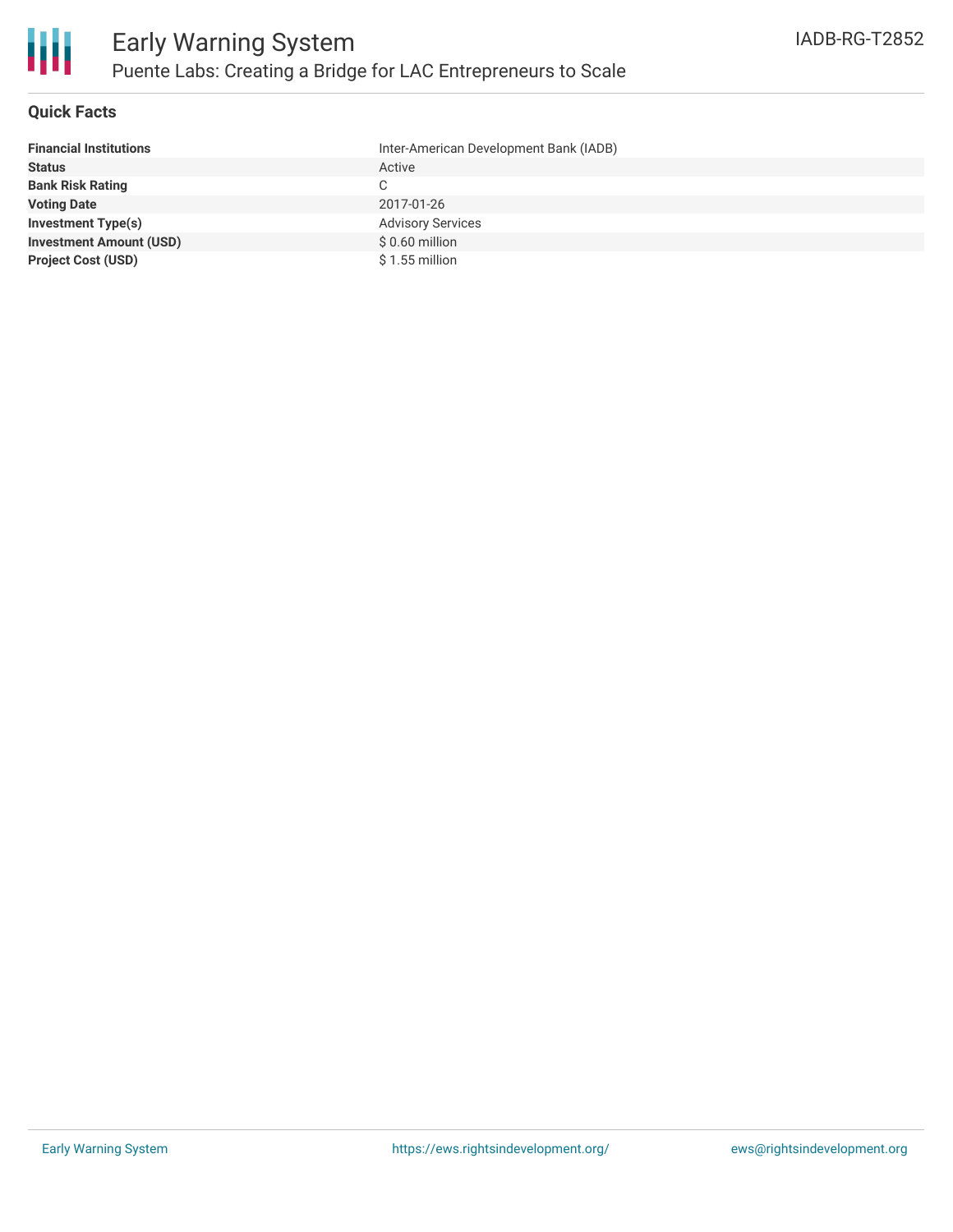# Early Warning System

## Puente Labs: Creating a Bridge for LAC Entrepreneurs to Scale

IADB-RG-T2852

### Quick Facts

| | |
|---|---|
| **Financial Institutions** | Inter-American Development Bank (IADB) |
| **Status** | Active |
| **Bank Risk Rating** | C |
| **Voting Date** | 2017-01-26 |
| **Investment Type(s)** | Advisory Services |
| **Investment Amount (USD)** | $ 0.60 million |
| **Project Cost (USD)** | $ 1.55 million |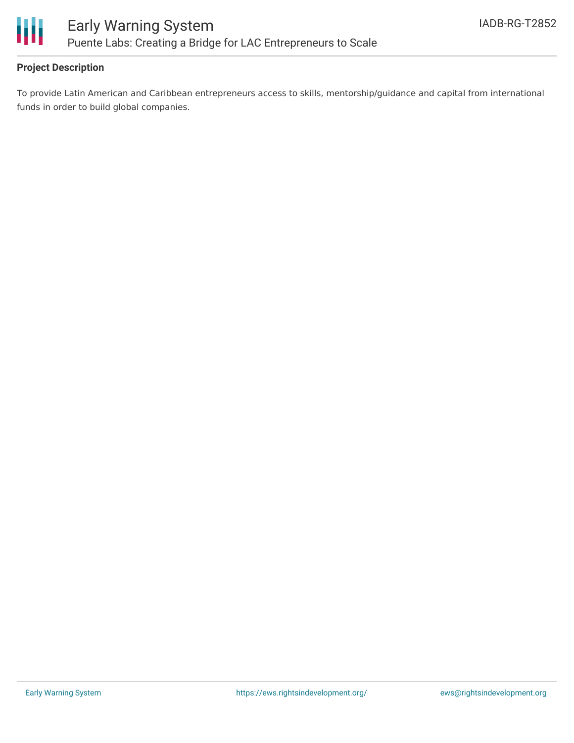**Project Description**

To provide Latin American and Caribbean entrepreneurs access to skills, mentorship/guidance and capital from international funds in order to build global companies.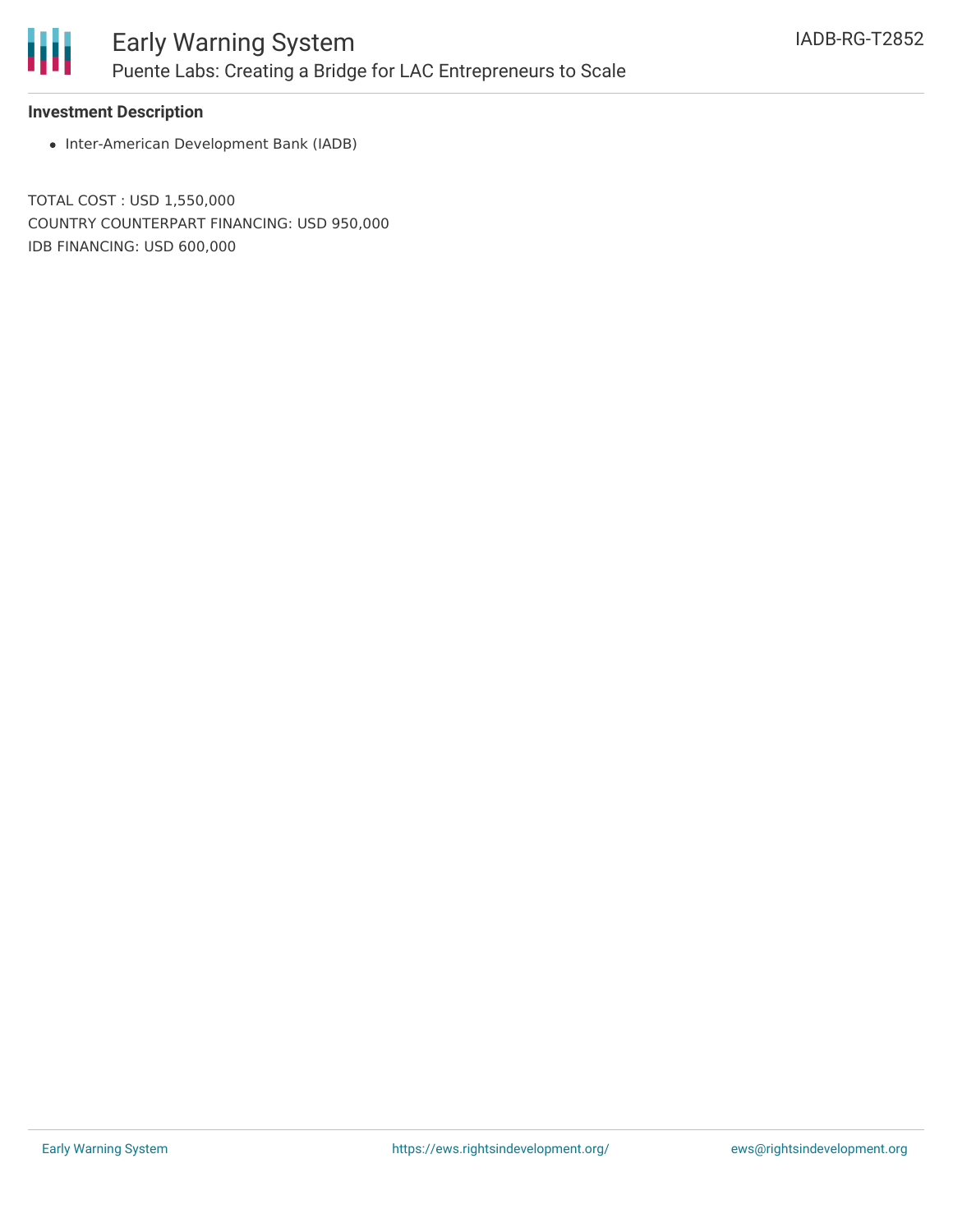**Investment Description**

- Inter-American Development Bank (IADB)

TOTAL COST : USD 1,550,000
COUNTRY COUNTERPART FINANCING: USD 950,000
IDB FINANCING: USD 600,000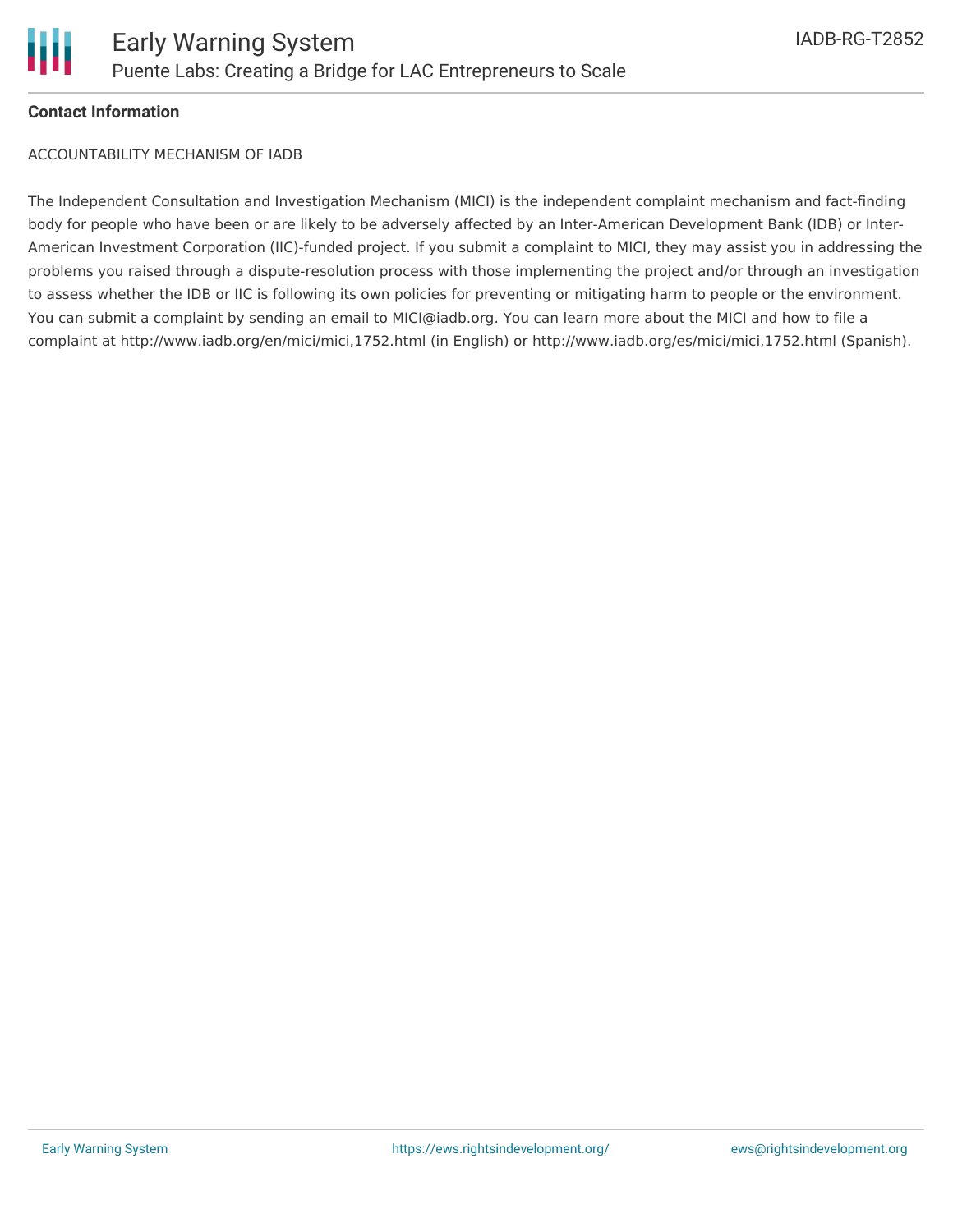**Contact Information**

ACCOUNTABILITY MECHANISM OF IADB

The Independent Consultation and Investigation Mechanism (MICI) is the independent complaint mechanism and fact-finding body for people who have been or are likely to be adversely affected by an Inter-American Development Bank (IDB) or Inter-American Investment Corporation (IIC)-funded project. If you submit a complaint to MICI, they may assist you in addressing the problems you raised through a dispute-resolution process with those implementing the project and/or through an investigation to assess whether the IDB or IIC is following its own policies for preventing or mitigating harm to people or the environment. You can submit a complaint by sending an email to MICI@iadb.org. You can learn more about the MICI and how to file a complaint at http://www.iadb.org/en/mici/mici,1752.html (in English) or http://www.iadb.org/es/mici/mici,1752.html (Spanish).